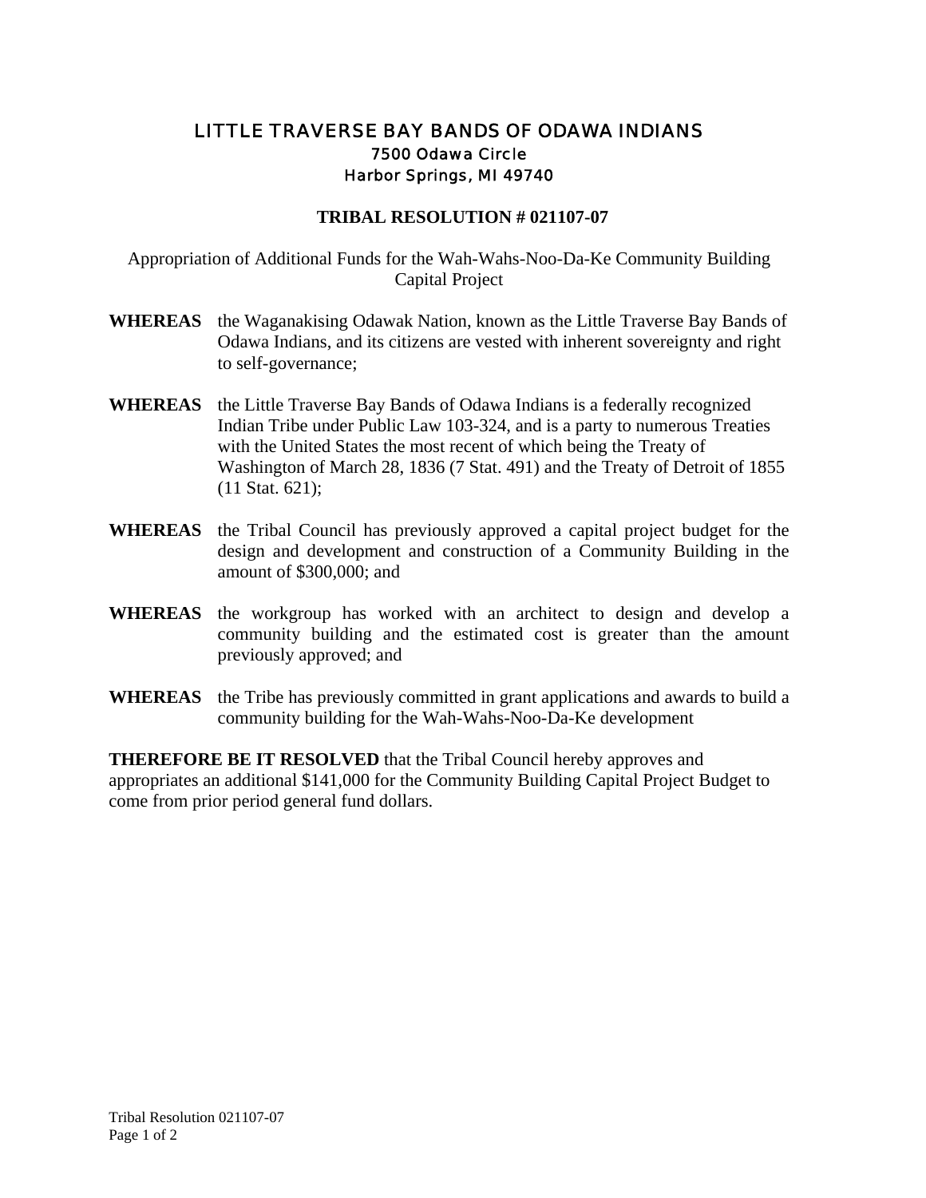# LITTLE TRAVERSE BAY BANDS OF ODAWA INDIANS

7500 Odawa Circle
Harbor Springs, MI 49740

## TRIBAL RESOLUTION # 021107-07

Appropriation of Additional Funds for the Wah-Wahs-Noo-Da-Ke Community Building Capital Project

**WHEREAS** the Waganakising Odawak Nation, known as the Little Traverse Bay Bands of Odawa Indians, and its citizens are vested with inherent sovereignty and right to self-governance;

**WHEREAS** the Little Traverse Bay Bands of Odawa Indians is a federally recognized Indian Tribe under Public Law 103-324, and is a party to numerous Treaties with the United States the most recent of which being the Treaty of Washington of March 28, 1836 (7 Stat. 491) and the Treaty of Detroit of 1855 (11 Stat. 621);

**WHEREAS** the Tribal Council has previously approved a capital project budget for the design and development and construction of a Community Building in the amount of $300,000; and

**WHEREAS** the workgroup has worked with an architect to design and develop a community building and the estimated cost is greater than the amount previously approved; and

**WHEREAS** the Tribe has previously committed in grant applications and awards to build a community building for the Wah-Wahs-Noo-Da-Ke development

**THEREFORE BE IT RESOLVED** that the Tribal Council hereby approves and appropriates an additional $141,000 for the Community Building Capital Project Budget to come from prior period general fund dollars.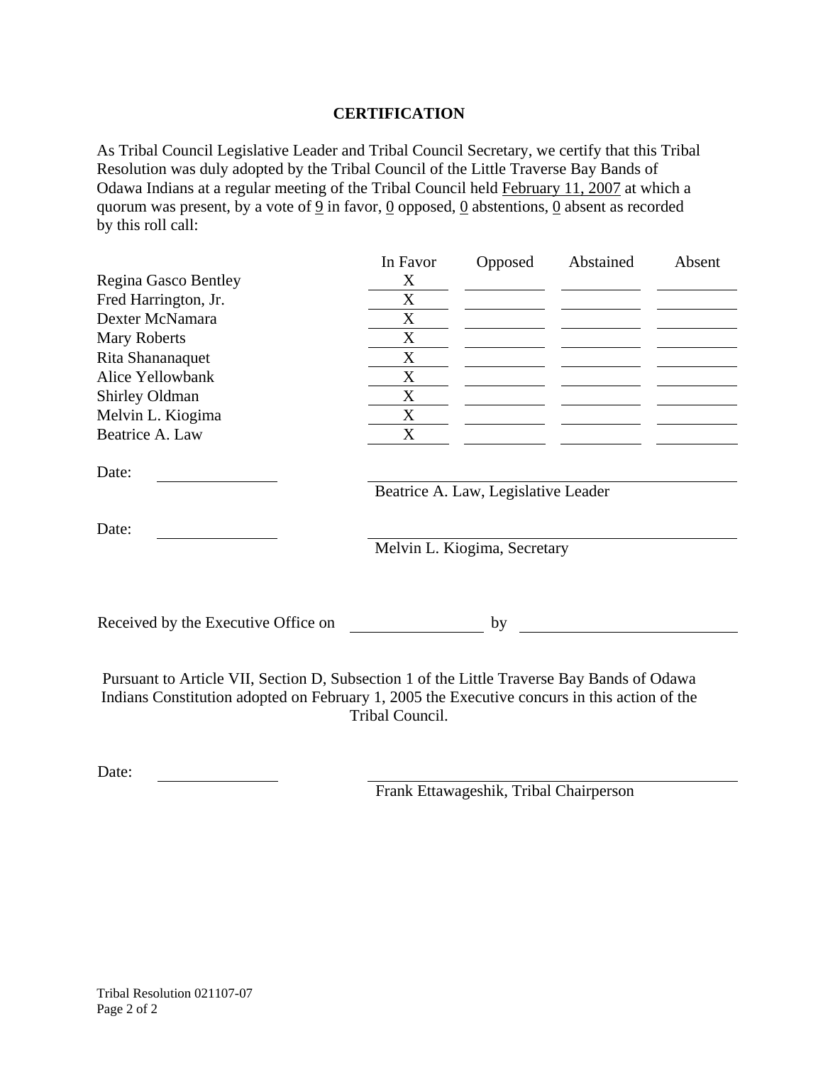## CERTIFICATION

As Tribal Council Legislative Leader and Tribal Council Secretary, we certify that this Tribal Resolution was duly adopted by the Tribal Council of the Little Traverse Bay Bands of Odawa Indians at a regular meeting of the Tribal Council held February 11, 2007 at which a quorum was present, by a vote of 9 in favor, 0 opposed, 0 abstentions, 0 absent as recorded by this roll call:

| | In Favor | Opposed | Abstained | Absent |
|---|---|---|---|---|
| Regina Gasco Bentley | X | | | |
| Fred Harrington, Jr. | X | | | |
| Dexter McNamara | X | | | |
| Mary Roberts | X | | | |
| Rita Shananaquet | X | | | |
| Alice Yellowbank | X | | | |
| Shirley Oldman | X | | | |
| Melvin L. Kiogima | X | | | |
| Beatrice A. Law | X | | | |

Date: ______________ ____________________________________
Beatrice A. Law, Legislative Leader

Date: ______________ ____________________________________
Melvin L. Kiogima, Secretary

Received by the Executive Office on ______________ by ______________________

Pursuant to Article VII, Section D, Subsection 1 of the Little Traverse Bay Bands of Odawa Indians Constitution adopted on February 1, 2005 the Executive concurs in this action of the Tribal Council.

Date: ______________ ____________________________________
Frank Ettawageshik, Tribal Chairperson

Tribal Resolution 021107-07